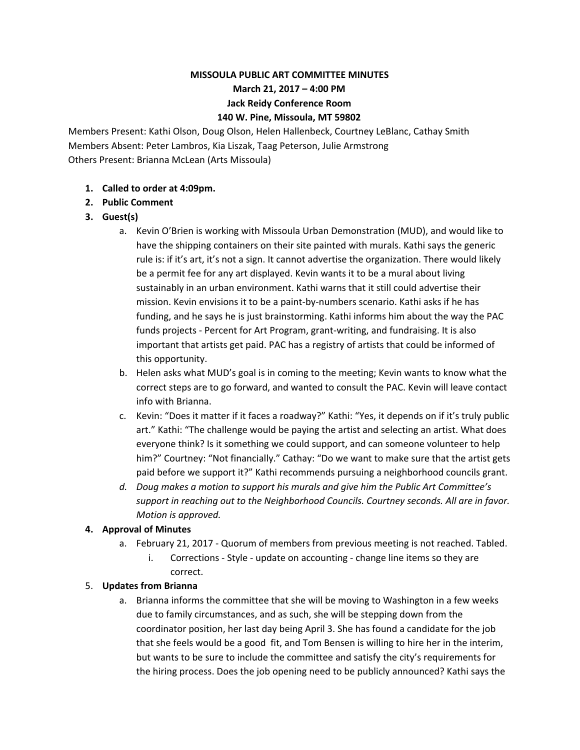# MISSOULA PUBLIC ART COMMITTEE MINUTES

**March 21, 2017 – 4:00 PM**
**Jack Reidy Conference Room**
**140 W. Pine, Missoula, MT 59802**

Members Present: Kathi Olson, Doug Olson, Helen Hallenbeck, Courtney LeBlanc, Cathay Smith
Members Absent: Peter Lambros, Kia Liszak, Taag Peterson, Julie Armstrong
Others Present: Brianna McLean (Arts Missoula)

1. **Called to order at 4:09pm.**
2. **Public Comment**
3. **Guest(s)**
    a. Kevin O'Brien is working with Missoula Urban Demonstration (MUD), and would like to have the shipping containers on their site painted with murals. Kathi says the generic rule is: if it's art, it's not a sign. It cannot advertise the organization. There would likely be a permit fee for any art displayed. Kevin wants it to be a mural about living sustainably in an urban environment. Kathi warns that it still could advertise their mission. Kevin envisions it to be a paint-by-numbers scenario. Kathi asks if he has funding, and he says he is just brainstorming. Kathi informs him about the way the PAC funds projects - Percent for Art Program, grant-writing, and fundraising. It is also important that artists get paid. PAC has a registry of artists that could be informed of this opportunity.
    b. Helen asks what MUD's goal is in coming to the meeting; Kevin wants to know what the correct steps are to go forward, and wanted to consult the PAC. Kevin will leave contact info with Brianna.
    c. Kevin: "Does it matter if it faces a roadway?" Kathi: "Yes, it depends on if it's truly public art." Kathi: "The challenge would be paying the artist and selecting an artist. What does everyone think? Is it something we could support, and can someone volunteer to help him?" Courtney: "Not financially." Cathay: "Do we want to make sure that the artist gets paid before we support it?" Kathi recommends pursuing a neighborhood councils grant.
    d. *Doug makes a motion to support his murals and give him the Public Art Committee's support in reaching out to the Neighborhood Councils. Courtney seconds. All are in favor. Motion is approved.*
4. **Approval of Minutes**
    a. February 21, 2017 - Quorum of members from previous meeting is not reached. Tabled.
        i. Corrections - Style - update on accounting - change line items so they are correct.
5. **Updates from Brianna**
    a. Brianna informs the committee that she will be moving to Washington in a few weeks due to family circumstances, and as such, she will be stepping down from the coordinator position, her last day being April 3. She has found a candidate for the job that she feels would be a good fit, and Tom Bensen is willing to hire her in the interim, but wants to be sure to include the committee and satisfy the city's requirements for the hiring process. Does the job opening need to be publicly announced? Kathi says the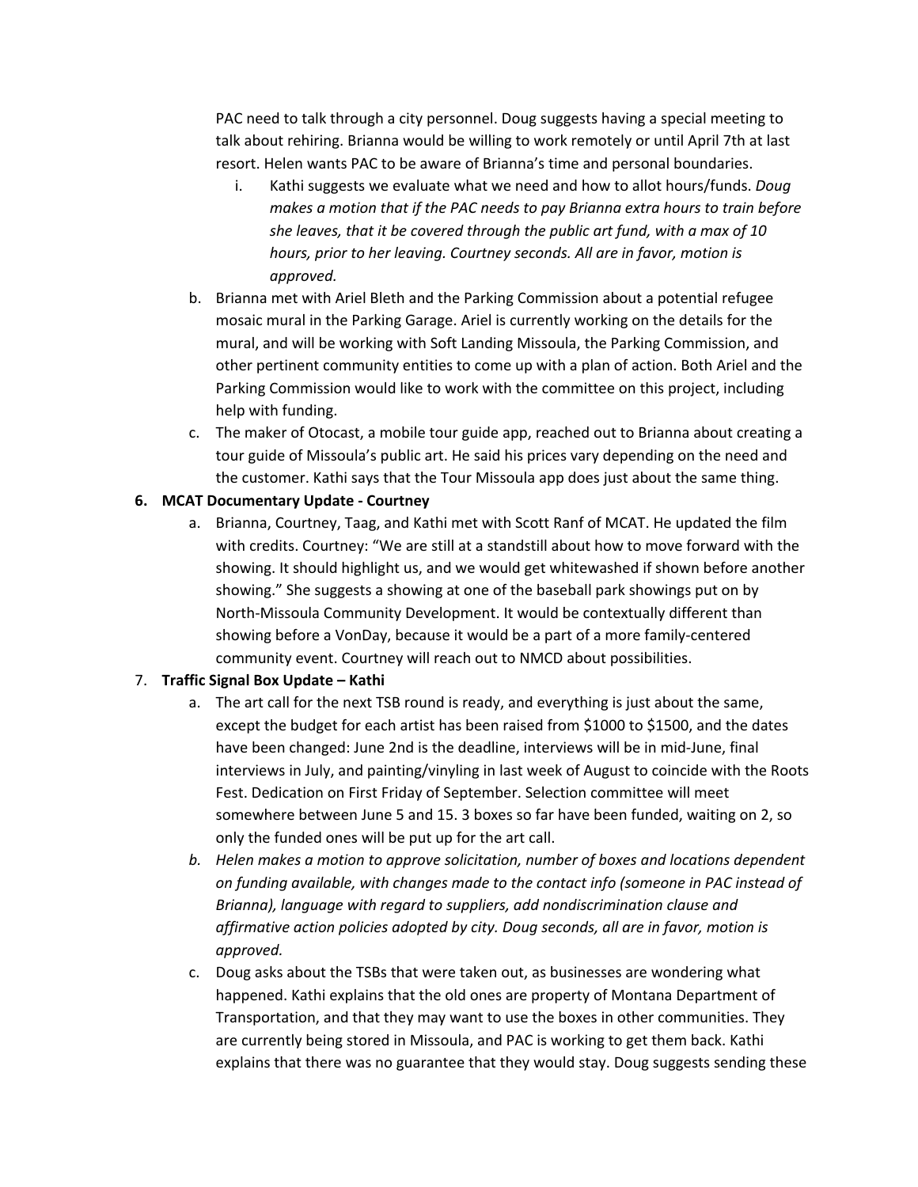PAC need to talk through a city personnel. Doug suggests having a special meeting to talk about rehiring. Brianna would be willing to work remotely or until April 7th at last resort. Helen wants PAC to be aware of Brianna's time and personal boundaries.

   i. Kathi suggests we evaluate what we need and how to allot hours/funds. *Doug makes a motion that if the PAC needs to pay Brianna extra hours to train before she leaves, that it be covered through the public art fund, with a max of 10 hours, prior to her leaving. Courtney seconds. All are in favor, motion is approved.*

b. Brianna met with Ariel Bleth and the Parking Commission about a potential refugee mosaic mural in the Parking Garage. Ariel is currently working on the details for the mural, and will be working with Soft Landing Missoula, the Parking Commission, and other pertinent community entities to come up with a plan of action. Both Ariel and the Parking Commission would like to work with the committee on this project, including help with funding.

c. The maker of Otocast, a mobile tour guide app, reached out to Brianna about creating a tour guide of Missoula's public art. He said his prices vary depending on the need and the customer. Kathi says that the Tour Missoula app does just about the same thing.

**6. MCAT Documentary Update - Courtney**

a. Brianna, Courtney, Taag, and Kathi met with Scott Ranf of MCAT. He updated the film with credits. Courtney: "We are still at a standstill about how to move forward with the showing. It should highlight us, and we would get whitewashed if shown before another showing." She suggests a showing at one of the baseball park showings put on by North-Missoula Community Development. It would be contextually different than showing before a VonDay, because it would be a part of a more family-centered community event. Courtney will reach out to NMCD about possibilities.

**7. Traffic Signal Box Update – Kathi**

a. The art call for the next TSB round is ready, and everything is just about the same, except the budget for each artist has been raised from $1000 to $1500, and the dates have been changed: June 2nd is the deadline, interviews will be in mid-June, final interviews in July, and painting/vinyling in last week of August to coincide with the Roots Fest. Dedication on First Friday of September. Selection committee will meet somewhere between June 5 and 15. 3 boxes so far have been funded, waiting on 2, so only the funded ones will be put up for the art call.

b. *Helen makes a motion to approve solicitation, number of boxes and locations dependent on funding available, with changes made to the contact info (someone in PAC instead of Brianna), language with regard to suppliers, add nondiscrimination clause and affirmative action policies adopted by city. Doug seconds, all are in favor, motion is approved.*

c. Doug asks about the TSBs that were taken out, as businesses are wondering what happened. Kathi explains that the old ones are property of Montana Department of Transportation, and that they may want to use the boxes in other communities. They are currently being stored in Missoula, and PAC is working to get them back. Kathi explains that there was no guarantee that they would stay. Doug suggests sending these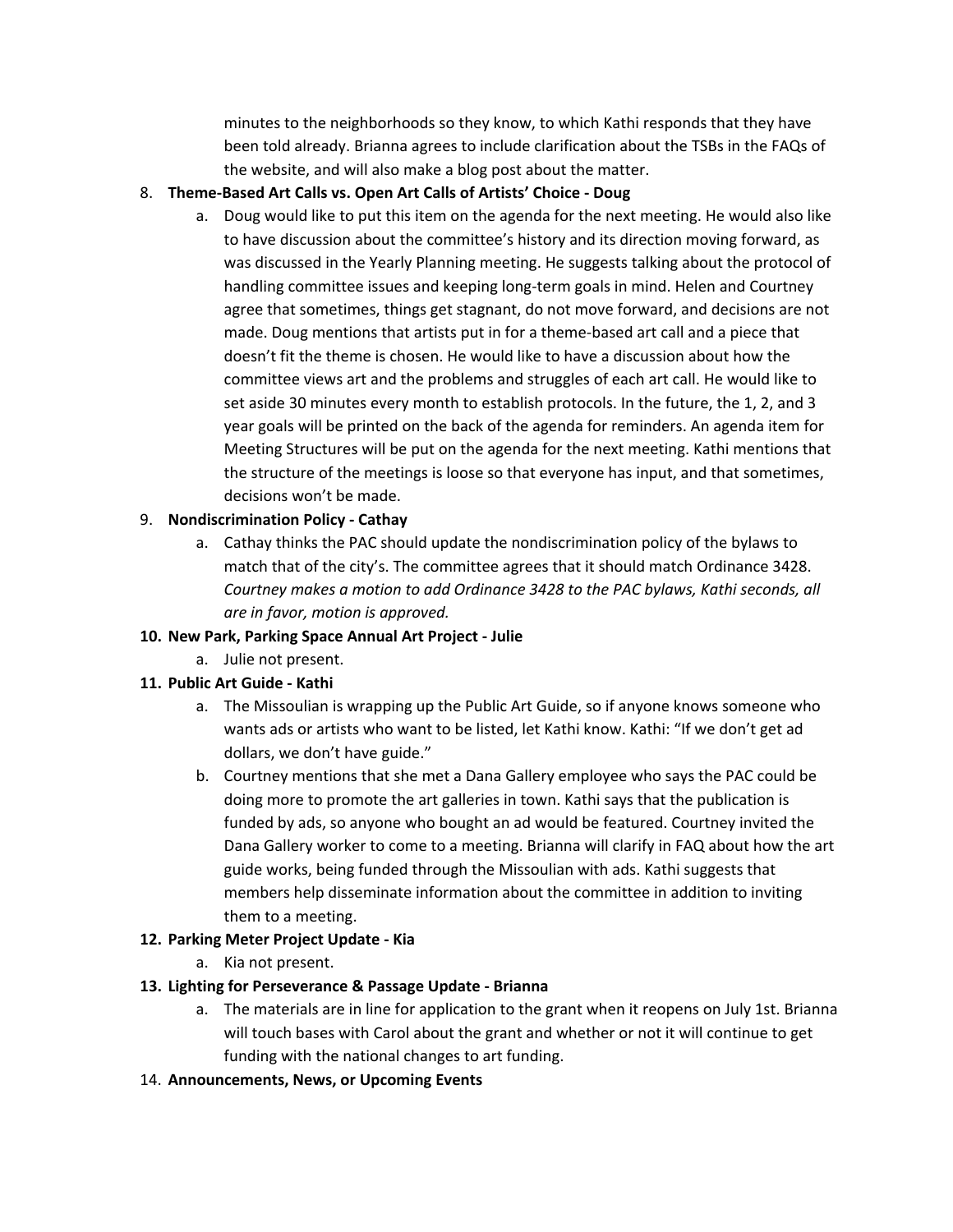minutes to the neighborhoods so they know, to which Kathi responds that they have been told already. Brianna agrees to include clarification about the TSBs in the FAQs of the website, and will also make a blog post about the matter.

8. **Theme-Based Art Calls vs. Open Art Calls of Artists' Choice - Doug**
   a. Doug would like to put this item on the agenda for the next meeting. He would also like to have discussion about the committee's history and its direction moving forward, as was discussed in the Yearly Planning meeting. He suggests talking about the protocol of handling committee issues and keeping long-term goals in mind. Helen and Courtney agree that sometimes, things get stagnant, do not move forward, and decisions are not made. Doug mentions that artists put in for a theme-based art call and a piece that doesn't fit the theme is chosen. He would like to have a discussion about how the committee views art and the problems and struggles of each art call. He would like to set aside 30 minutes every month to establish protocols. In the future, the 1, 2, and 3 year goals will be printed on the back of the agenda for reminders. An agenda item for Meeting Structures will be put on the agenda for the next meeting. Kathi mentions that the structure of the meetings is loose so that everyone has input, and that sometimes, decisions won't be made.

9. **Nondiscrimination Policy - Cathay**
   a. Cathay thinks the PAC should update the nondiscrimination policy of the bylaws to match that of the city's. The committee agrees that it should match Ordinance 3428. *Courtney makes a motion to add Ordinance 3428 to the PAC bylaws, Kathi seconds, all are in favor, motion is approved.*

10. **New Park, Parking Space Annual Art Project - Julie**
    a. Julie not present.

11. **Public Art Guide - Kathi**
    a. The Missoulian is wrapping up the Public Art Guide, so if anyone knows someone who wants ads or artists who want to be listed, let Kathi know. Kathi: "If we don't get ad dollars, we don't have guide."
    b. Courtney mentions that she met a Dana Gallery employee who says the PAC could be doing more to promote the art galleries in town. Kathi says that the publication is funded by ads, so anyone who bought an ad would be featured. Courtney invited the Dana Gallery worker to come to a meeting. Brianna will clarify in FAQ about how the art guide works, being funded through the Missoulian with ads. Kathi suggests that members help disseminate information about the committee in addition to inviting them to a meeting.

12. **Parking Meter Project Update - Kia**
    a. Kia not present.

13. **Lighting for Perseverance & Passage Update - Brianna**
    a. The materials are in line for application to the grant when it reopens on July 1st. Brianna will touch bases with Carol about the grant and whether or not it will continue to get funding with the national changes to art funding.

14. **Announcements, News, or Upcoming Events**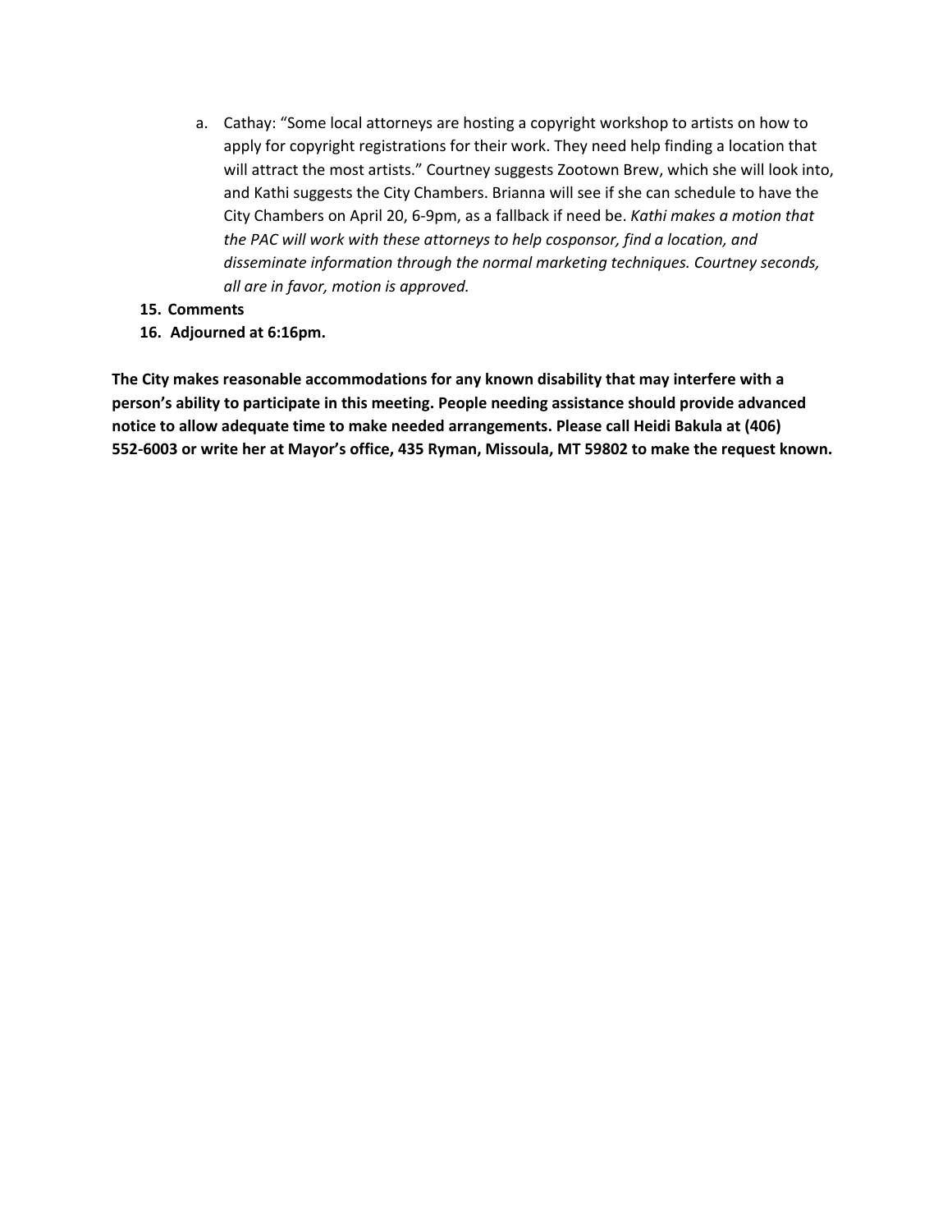a. Cathay: "Some local attorneys are hosting a copyright workshop to artists on how to apply for copyright registrations for their work. They need help finding a location that will attract the most artists." Courtney suggests Zootown Brew, which she will look into, and Kathi suggests the City Chambers. Brianna will see if she can schedule to have the City Chambers on April 20, 6-9pm, as a fallback if need be. *Kathi makes a motion that the PAC will work with these attorneys to help cosponsor, find a location, and disseminate information through the normal marketing techniques. Courtney seconds, all are in favor, motion is approved.*

15. **Comments**
16. **Adjourned at 6:16pm.**

**The City makes reasonable accommodations for any known disability that may interfere with a person's ability to participate in this meeting. People needing assistance should provide advanced notice to allow adequate time to make needed arrangements. Please call Heidi Bakula at (406) 552-6003 or write her at Mayor's office, 435 Ryman, Missoula, MT 59802 to make the request known.**